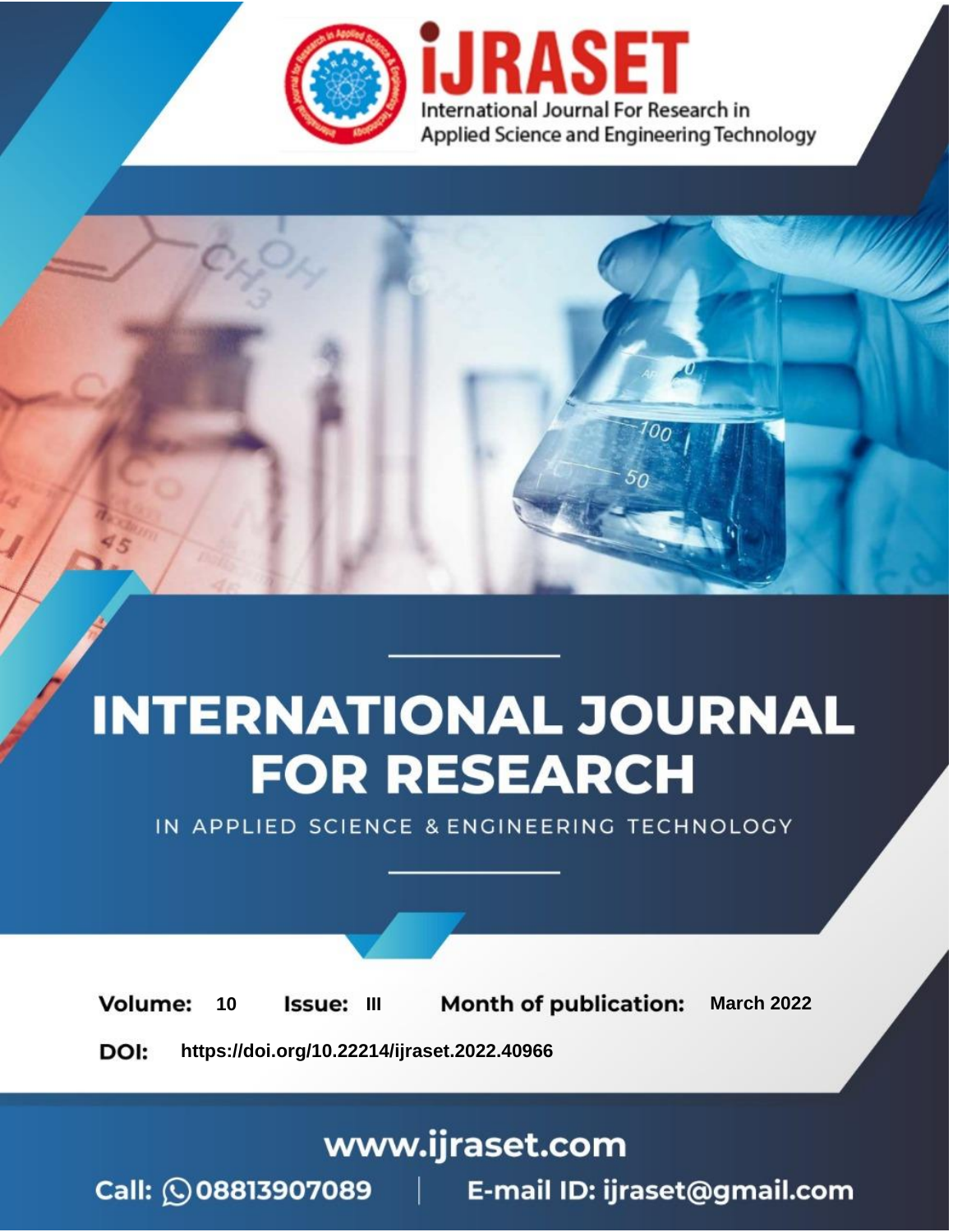iJRASET

International Journal For Research in Applied Science and Engineering Technology

# INTERNATIONAL JOURNAL FOR RESEARCH

IN APPLIED SCIENCE & ENGINEERING TECHNOLOGY

**Volume:** 10 **Issue:** III **Month of publication:** March 2022

**DOI:** https://doi.org/10.22214/ijraset.2022.40966

www.ijraset.com

Call: 08813907089 | E-mail ID: ijraset@gmail.com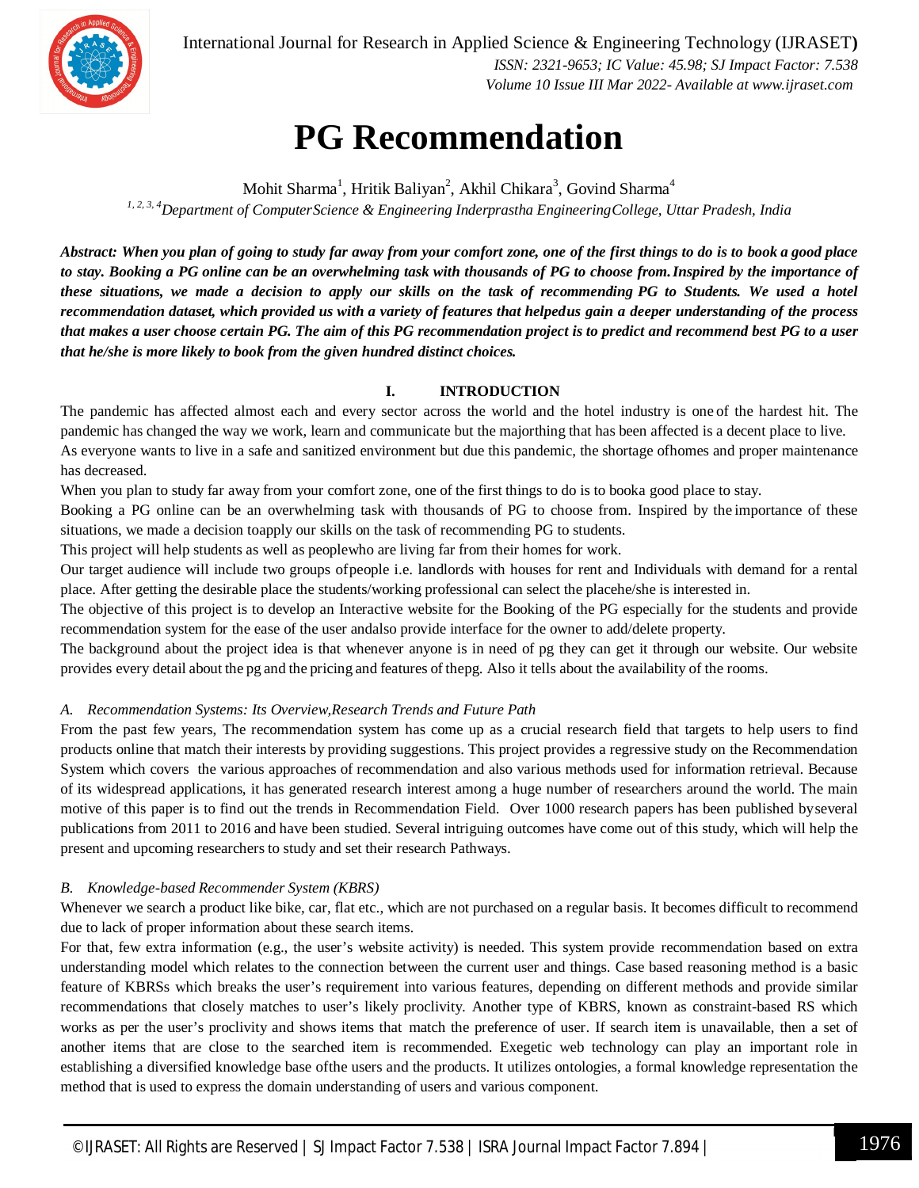# PG Recommendation

Mohit Sharma[1], Hritik Baliyan[2], Akhil Chikara[3], Govind Sharma[4]

[1, 2, 3, 4]*Department of ComputerScience & Engineering Inderprastha EngineeringCollege, Uttar Pradesh, India*

***Abstract:** When you plan of going to study far away from your comfort zone, one of the first things to do is to book a good place to stay. Booking a PG online can be an overwhelming task with thousands of PG to choose from. Inspired by the importance of these situations, we made a decision to apply our skills on the task of recommending PG to Students. We used a hotel recommendation dataset, which provided us with a variety of features that helpedus gain a deeper understanding of the process that makes a user choose certain PG. The aim of this PG recommendation project is to predict and recommend best PG to a user that he/she is more likely to book from the given hundred distinct choices.*

## I. INTRODUCTION

The pandemic has affected almost each and every sector across the world and the hotel industry is one of the hardest hit. The pandemic has changed the way we work, learn and communicate but the majorthing that has been affected is a decent place to live.

As everyone wants to live in a safe and sanitized environment but due this pandemic, the shortage ofhomes and proper maintenance has decreased.

When you plan to study far away from your comfort zone, one of the first things to do is to booka good place to stay.

Booking a PG online can be an overwhelming task with thousands of PG to choose from. Inspired by the importance of these situations, we made a decision toapply our skills on the task of recommending PG to students.

This project will help students as well as peoplewho are living far from their homes for work.

Our target audience will include two groups ofpeople i.e. landlords with houses for rent and Individuals with demand for a rental place. After getting the desirable place the students/working professional can select the placehe/she is interested in.

The objective of this project is to develop an Interactive website for the Booking of the PG especially for the students and provide recommendation system for the ease of the user andalso provide interface for the owner to add/delete property.

The background about the project idea is that whenever anyone is in need of pg they can get it through our website. Our website provides every detail about the pg and the pricing and features of thepg. Also it tells about the availability of the rooms.

### *A. Recommendation Systems: Its Overview,Research Trends and Future Path*

From the past few years, The recommendation system has come up as a crucial research field that targets to help users to find products online that match their interests by providing suggestions. This project provides a regressive study on the Recommendation System which covers the various approaches of recommendation and also various methods used for information retrieval. Because of its widespread applications, it has generated research interest among a huge number of researchers around the world. The main motive of this paper is to find out the trends in Recommendation Field. Over 1000 research papers has been published byseveral publications from 2011 to 2016 and have been studied. Several intriguing outcomes have come out of this study, which will help the present and upcoming researchers to study and set their research Pathways.

### *B. Knowledge-based Recommender System (KBRS)*

Whenever we search a product like bike, car, flat etc., which are not purchased on a regular basis. It becomes difficult to recommend due to lack of proper information about these search items.

For that, few extra information (e.g., the user's website activity) is needed. This system provide recommendation based on extra understanding model which relates to the connection between the current user and things. Case based reasoning method is a basic feature of KBRSs which breaks the user's requirement into various features, depending on different methods and provide similar recommendations that closely matches to user's likely proclivity. Another type of KBRS, known as constraint-based RS which works as per the user's proclivity and shows items that match the preference of user. If search item is unavailable, then a set of another items that are close to the searched item is recommended. Exegetic web technology can play an important role in establishing a diversified knowledge base ofthe users and the products. It utilizes ontologies, a formal knowledge representation the method that is used to express the domain understanding of users and various component.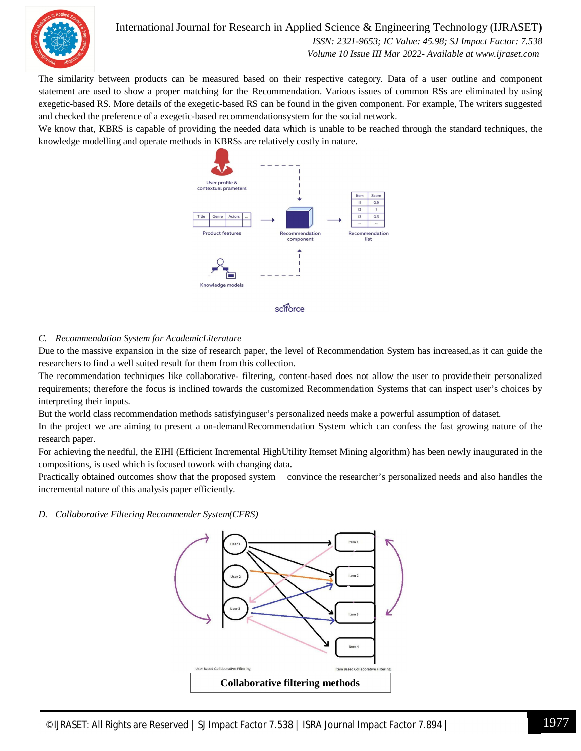The similarity between products can be measured based on their respective category. Data of a user outline and component statement are used to show a proper matching for the Recommendation. Various issues of common RSs are eliminated by using exegetic-based RS. More details of the exegetic-based RS can be found in the given component. For example, The writers suggested and checked the preference of a exegetic-based recommendationsystem for the social network.

We know that, KBRS is capable of providing the needed data which is unable to be reached through the standard techniques, the knowledge modelling and operate methods in KBRSs are relatively costly in nature.

### C. Recommendation System for AcademicLiterature

Due to the massive expansion in the size of research paper, the level of Recommendation System has increased,as it can guide the researchers to find a well suited result for them from this collection.

The recommendation techniques like collaborative- filtering, content-based does not allow the user to provide their personalized requirements; therefore the focus is inclined towards the customized Recommendation Systems that can inspect user's choices by interpreting their inputs.

But the world class recommendation methods satisfyinguser's personalized needs make a powerful assumption of dataset.

In the project we are aiming to present a on-demand Recommendation System which can confess the fast growing nature of the research paper.

For achieving the needful, the EIHI (Efficient Incremental HighUtility Itemset Mining algorithm) has been newly inaugurated in the compositions, is used which is focused towork with changing data.

Practically obtained outcomes show that the proposed system convince the researcher's personalized needs and also handles the incremental nature of this analysis paper efficiently.

### D. Collaborative Filtering Recommender System(CFRS)

**Collaborative filtering methods**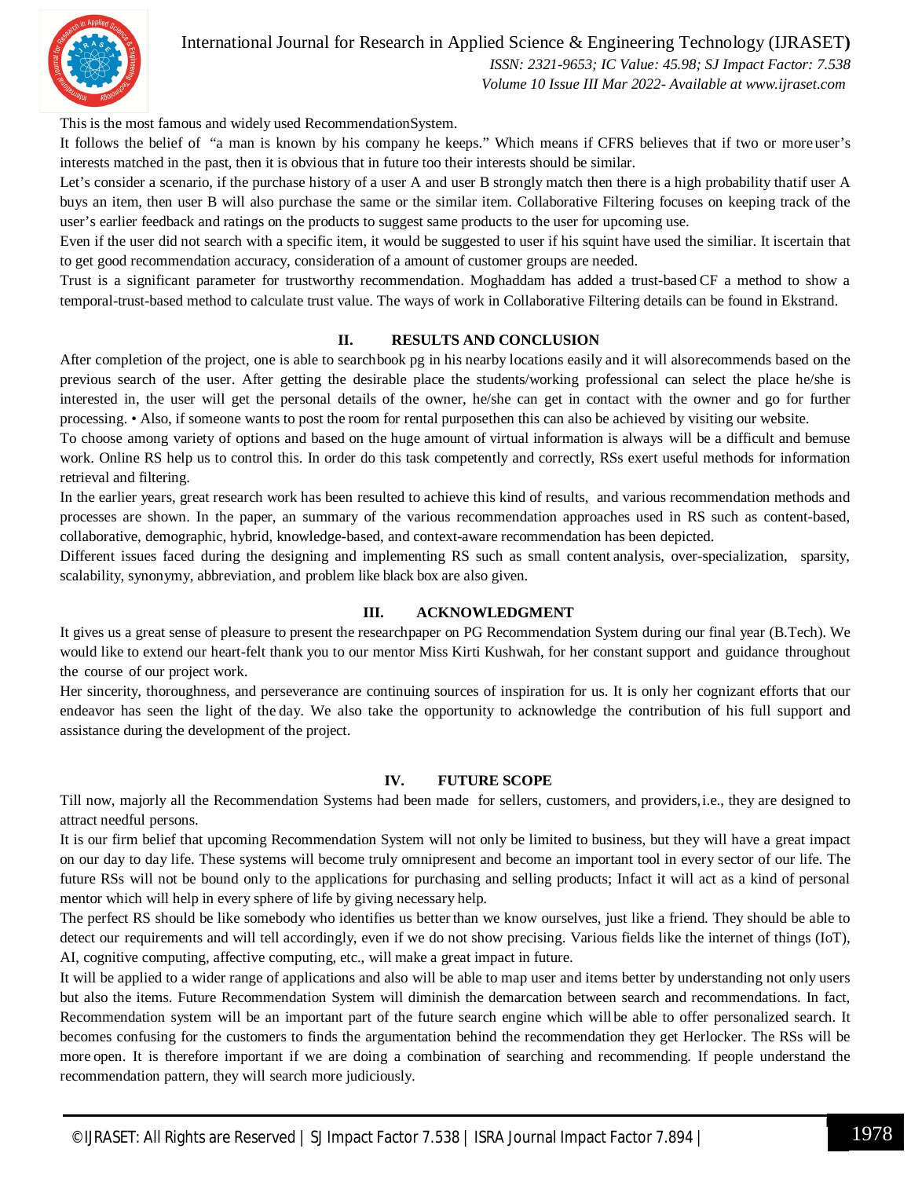This is the most famous and widely used RecommendationSystem.

It follows the belief of "a man is known by his company he keeps." Which means if CFRS believes that if two or more user's interests matched in the past, then it is obvious that in future too their interests should be similar.

Let's consider a scenario, if the purchase history of a user A and user B strongly match then there is a high probability thatif user A buys an item, then user B will also purchase the same or the similar item. Collaborative Filtering focuses on keeping track of the user's earlier feedback and ratings on the products to suggest same products to the user for upcoming use.

Even if the user did not search with a specific item, it would be suggested to user if his squint have used the similiar. It iscertain that to get good recommendation accuracy, consideration of a amount of customer groups are needed.

Trust is a significant parameter for trustworthy recommendation. Moghaddam has added a trust-based CF a method to show a temporal-trust-based method to calculate trust value. The ways of work in Collaborative Filtering details can be found in Ekstrand.

## II. RESULTS AND CONCLUSION

After completion of the project, one is able to searchbook pg in his nearby locations easily and it will alsorecommends based on the previous search of the user. After getting the desirable place the students/working professional can select the place he/she is interested in, the user will get the personal details of the owner, he/she can get in contact with the owner and go for further processing. • Also, if someone wants to post the room for rental purposethen this can also be achieved by visiting our website.

To choose among variety of options and based on the huge amount of virtual information is always will be a difficult and bemuse work. Online RS help us to control this. In order do this task competently and correctly, RSs exert useful methods for information retrieval and filtering.

In the earlier years, great research work has been resulted to achieve this kind of results, and various recommendation methods and processes are shown. In the paper, an summary of the various recommendation approaches used in RS such as content-based, collaborative, demographic, hybrid, knowledge-based, and context-aware recommendation has been depicted.

Different issues faced during the designing and implementing RS such as small content analysis, over-specialization, sparsity, scalability, synonymy, abbreviation, and problem like black box are also given.

## III. ACKNOWLEDGMENT

It gives us a great sense of pleasure to present the researchpaper on PG Recommendation System during our final year (B.Tech). We would like to extend our heart-felt thank you to our mentor Miss Kirti Kushwah, for her constant support and guidance throughout the course of our project work.

Her sincerity, thoroughness, and perseverance are continuing sources of inspiration for us. It is only her cognizant efforts that our endeavor has seen the light of the day. We also take the opportunity to acknowledge the contribution of his full support and assistance during the development of the project.

## IV. FUTURE SCOPE

Till now, majorly all the Recommendation Systems had been made for sellers, customers, and providers,i.e., they are designed to attract needful persons.

It is our firm belief that upcoming Recommendation System will not only be limited to business, but they will have a great impact on our day to day life. These systems will become truly omnipresent and become an important tool in every sector of our life. The future RSs will not be bound only to the applications for purchasing and selling products; Infact it will act as a kind of personal mentor which will help in every sphere of life by giving necessary help.

The perfect RS should be like somebody who identifies us better than we know ourselves, just like a friend. They should be able to detect our requirements and will tell accordingly, even if we do not show precising. Various fields like the internet of things (IoT), AI, cognitive computing, affective computing, etc., will make a great impact in future.

It will be applied to a wider range of applications and also will be able to map user and items better by understanding not only users but also the items. Future Recommendation System will diminish the demarcation between search and recommendations. In fact, Recommendation system will be an important part of the future search engine which will be able to offer personalized search. It becomes confusing for the customers to finds the argumentation behind the recommendation they get Herlocker. The RSs will be more open. It is therefore important if we are doing a combination of searching and recommending. If people understand the recommendation pattern, they will search more judiciously.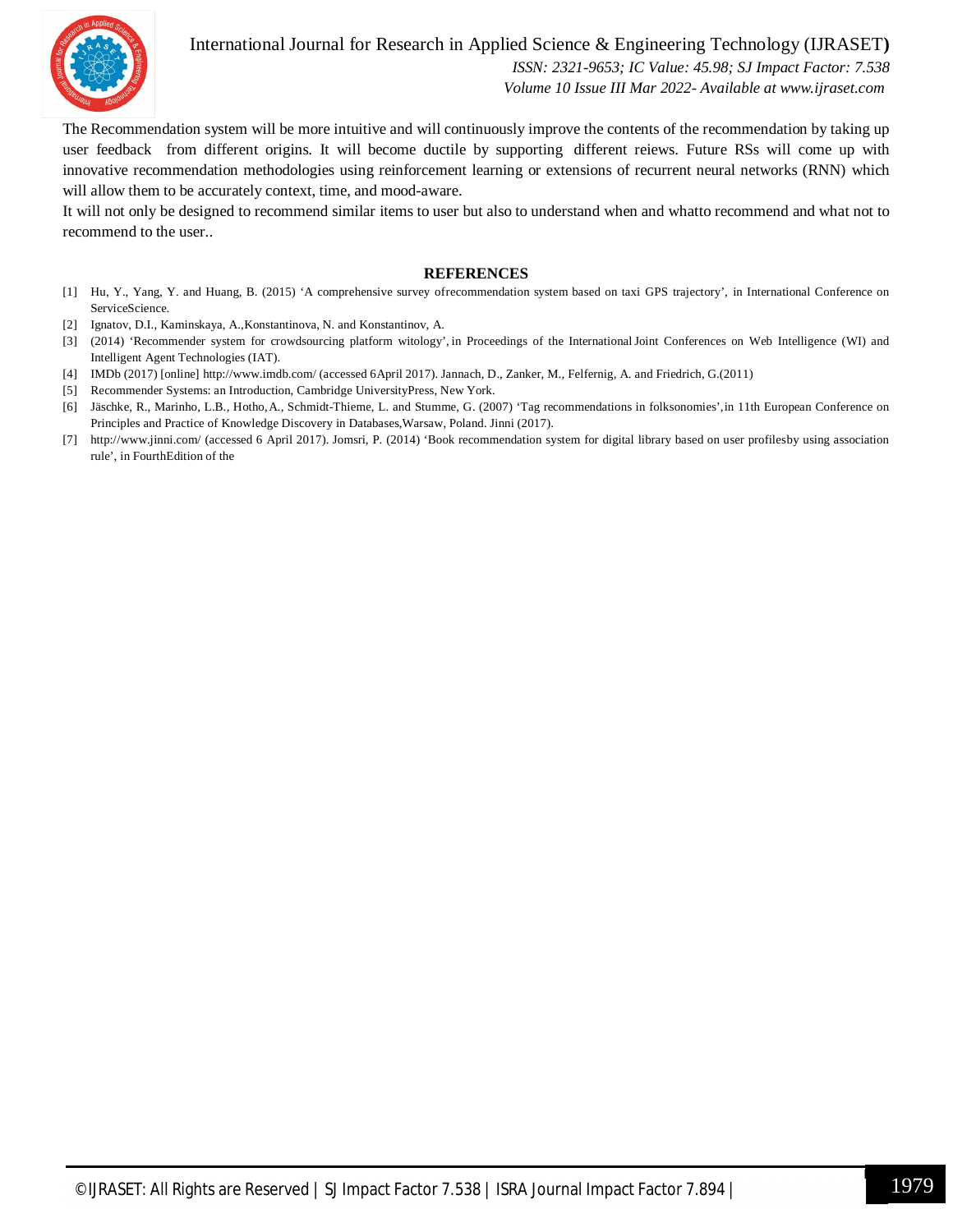The Recommendation system will be more intuitive and will continuously improve the contents of the recommendation by taking up user feedback from different origins. It will become ductile by supporting different reiews. Future RSs will come up with innovative recommendation methodologies using reinforcement learning or extensions of recurrent neural networks (RNN) which will allow them to be accurately context, time, and mood-aware.

It will not only be designed to recommend similar items to user but also to understand when and whatto recommend and what not to recommend to the user..

## REFERENCES

[1] Hu, Y., Yang, Y. and Huang, B. (2015) 'A comprehensive survey ofrecommendation system based on taxi GPS trajectory', in International Conference on ServiceScience.

[2] Ignatov, D.I., Kaminskaya, A.,Konstantinova, N. and Konstantinov, A.

[3] (2014) 'Recommender system for crowdsourcing platform witology', in Proceedings of the International Joint Conferences on Web Intelligence (WI) and Intelligent Agent Technologies (IAT).

[4] IMDb (2017) [online] http://www.imdb.com/ (accessed 6April 2017). Jannach, D., Zanker, M., Felfernig, A. and Friedrich, G.(2011)

[5] Recommender Systems: an Introduction, Cambridge UniversityPress, New York.

[6] Jäschke, R., Marinho, L.B., Hotho, A., Schmidt-Thieme, L. and Stumme, G. (2007) 'Tag recommendations in folksonomies', in 11th European Conference on Principles and Practice of Knowledge Discovery in Databases, Warsaw, Poland. Jinni (2017).

[7] http://www.jinni.com/ (accessed 6 April 2017). Jomsri, P. (2014) 'Book recommendation system for digital library based on user profilesby using association rule', in FourthEdition of the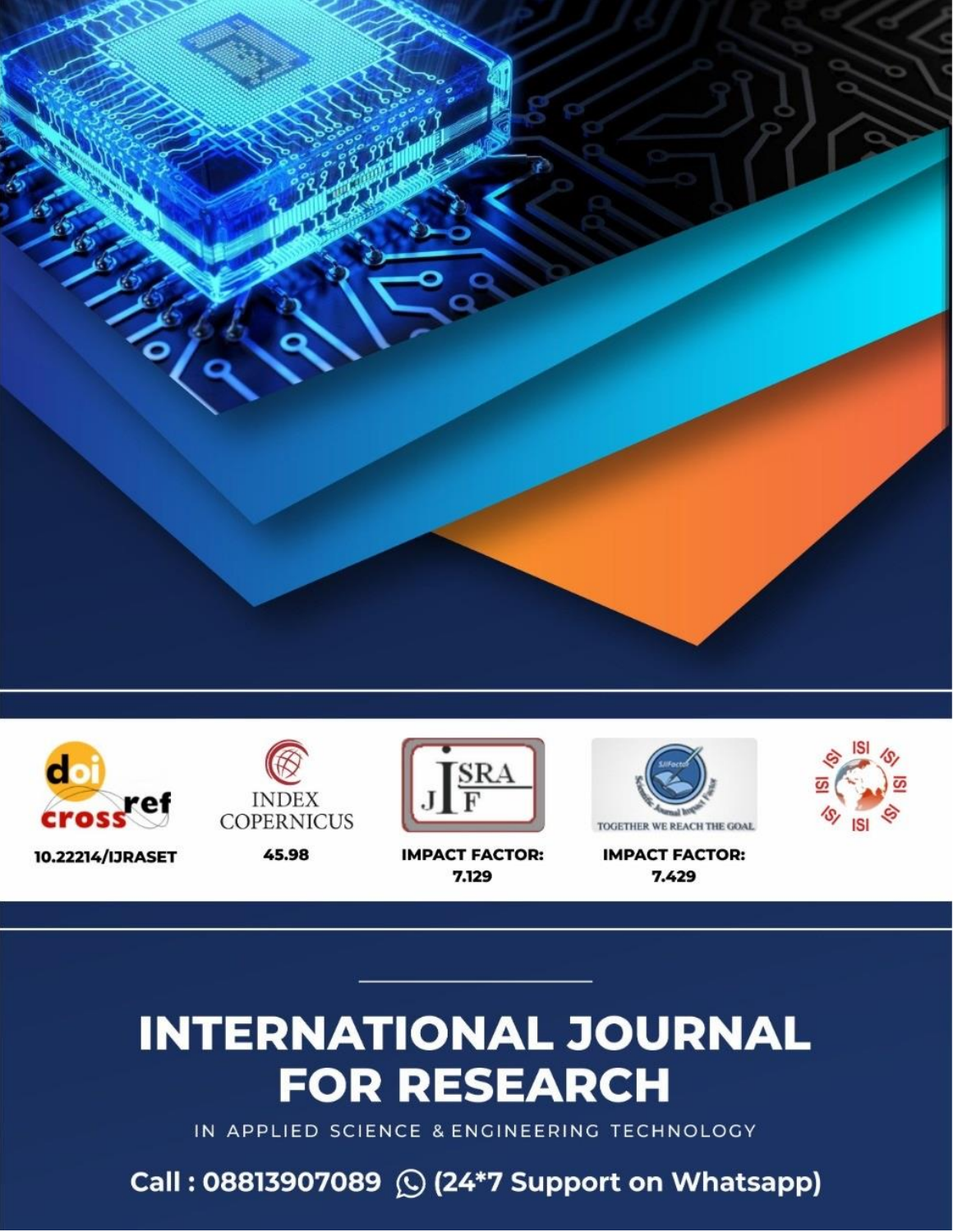10.22214/IJRASET

45.98

IMPACT FACTOR: 7.129

IMPACT FACTOR: 7.429

# INTERNATIONAL JOURNAL FOR RESEARCH

IN APPLIED SCIENCE & ENGINEERING TECHNOLOGY

Call : 08813907089 (24*7 Support on Whatsapp)